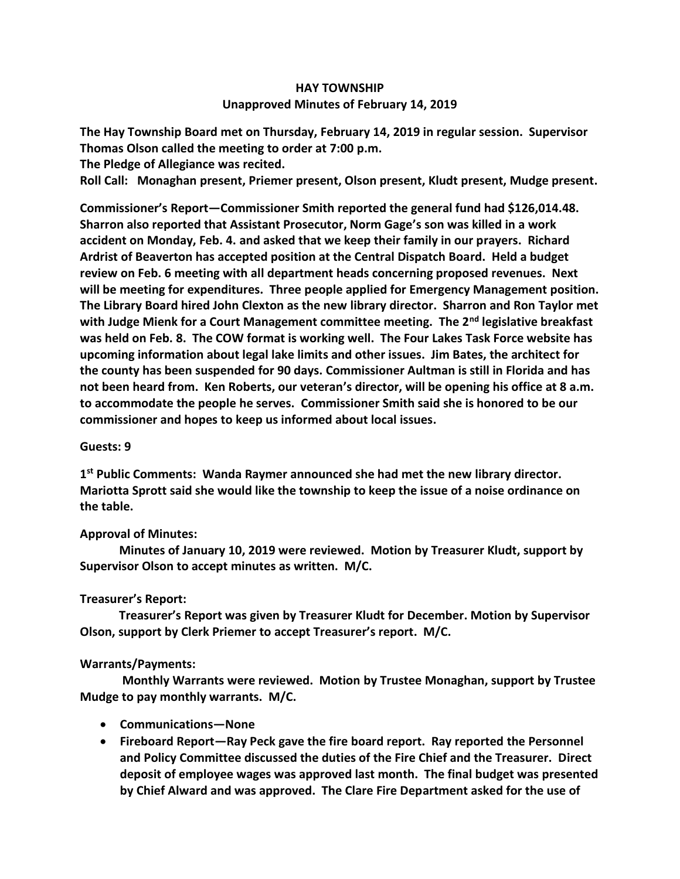# HAY TOWNSHIP

## Unapproved Minutes of February 14, 2019

**The Hay Township Board met on Thursday, February 14, 2019 in regular session. Supervisor Thomas Olson called the meeting to order at 7:00 p.m.**

**The Pledge of Allegiance was recited.**

**Roll Call: Monaghan present, Priemer present, Olson present, Kludt present, Mudge present.**

**Commissioner's Report—Commissioner Smith reported the general fund had $126,014.48. Sharron also reported that Assistant Prosecutor, Norm Gage's son was killed in a work accident on Monday, Feb. 4. and asked that we keep their family in our prayers. Richard Ardrist of Beaverton has accepted position at the Central Dispatch Board. Held a budget review on Feb. 6 meeting with all department heads concerning proposed revenues. Next will be meeting for expenditures. Three people applied for Emergency Management position. The Library Board hired John Clexton as the new library director. Sharron and Ron Taylor met with Judge Mienk for a Court Management committee meeting. The 2nd legislative breakfast was held on Feb. 8. The COW format is working well. The Four Lakes Task Force website has upcoming information about legal lake limits and other issues. Jim Bates, the architect for the county has been suspended for 90 days. Commissioner Aultman is still in Florida and has not been heard from. Ken Roberts, our veteran's director, will be opening his office at 8 a.m. to accommodate the people he serves. Commissioner Smith said she is honored to be our commissioner and hopes to keep us informed about local issues.**

**Guests: 9**

**1st Public Comments: Wanda Raymer announced she had met the new library director. Mariotta Sprott said she would like the township to keep the issue of a noise ordinance on the table.**

**Approval of Minutes:**

**Minutes of January 10, 2019 were reviewed. Motion by Treasurer Kludt, support by Supervisor Olson to accept minutes as written. M/C.**

**Treasurer's Report:**

**Treasurer's Report was given by Treasurer Kludt for December. Motion by Supervisor Olson, support by Clerk Priemer to accept Treasurer's report. M/C.**

**Warrants/Payments:**

**Monthly Warrants were reviewed. Motion by Trustee Monaghan, support by Trustee Mudge to pay monthly warrants. M/C.**

- **Communications—None**
- **Fireboard Report—Ray Peck gave the fire board report. Ray reported the Personnel and Policy Committee discussed the duties of the Fire Chief and the Treasurer. Direct deposit of employee wages was approved last month. The final budget was presented by Chief Alward and was approved. The Clare Fire Department asked for the use of**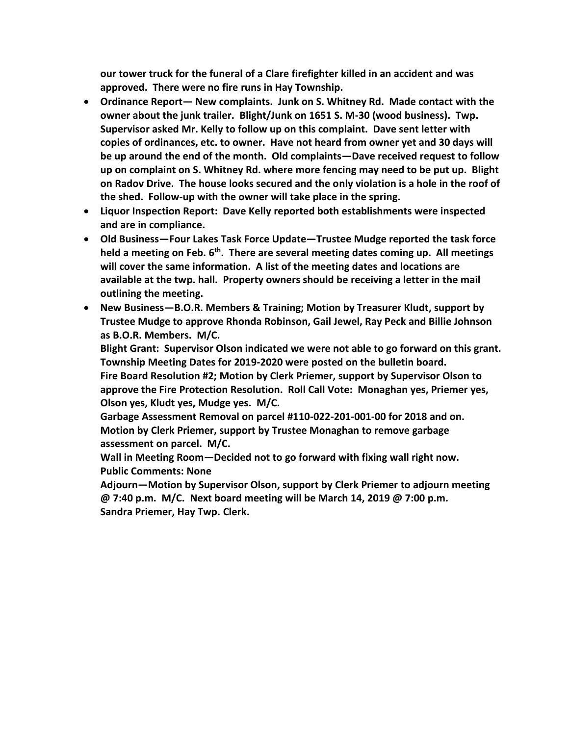**our tower truck for the funeral of a Clare firefighter killed in an accident and was approved. There were no fire runs in Hay Township.**

- **Ordinance Report— New complaints. Junk on S. Whitney Rd. Made contact with the owner about the junk trailer. Blight/Junk on 1651 S. M-30 (wood business). Twp. Supervisor asked Mr. Kelly to follow up on this complaint. Dave sent letter with copies of ordinances, etc. to owner. Have not heard from owner yet and 30 days will be up around the end of the month. Old complaints—Dave received request to follow up on complaint on S. Whitney Rd. where more fencing may need to be put up. Blight on Radov Drive. The house looks secured and the only violation is a hole in the roof of the shed. Follow-up with the owner will take place in the spring.**
- **Liquor Inspection Report: Dave Kelly reported both establishments were inspected and are in compliance.**
- **Old Business—Four Lakes Task Force Update—Trustee Mudge reported the task force held a meeting on Feb. 6th. There are several meeting dates coming up. All meetings will cover the same information. A list of the meeting dates and locations are available at the twp. hall. Property owners should be receiving a letter in the mail outlining the meeting.**
- **New Business—B.O.R. Members & Training; Motion by Treasurer Kludt, support by Trustee Mudge to approve Rhonda Robinson, Gail Jewel, Ray Peck and Billie Johnson as B.O.R. Members. M/C.**

  **Blight Grant: Supervisor Olson indicated we were not able to go forward on this grant.**
  **Township Meeting Dates for 2019-2020 were posted on the bulletin board.**
  **Fire Board Resolution #2; Motion by Clerk Priemer, support by Supervisor Olson to approve the Fire Protection Resolution. Roll Call Vote: Monaghan yes, Priemer yes, Olson yes, Kludt yes, Mudge yes. M/C.**
  **Garbage Assessment Removal on parcel #110-022-201-001-00 for 2018 and on. Motion by Clerk Priemer, support by Trustee Monaghan to remove garbage assessment on parcel. M/C.**
  **Wall in Meeting Room—Decided not to go forward with fixing wall right now.**
  **Public Comments: None**
  **Adjourn—Motion by Supervisor Olson, support by Clerk Priemer to adjourn meeting @ 7:40 p.m. M/C. Next board meeting will be March 14, 2019 @ 7:00 p.m.**
  **Sandra Priemer, Hay Twp. Clerk.**